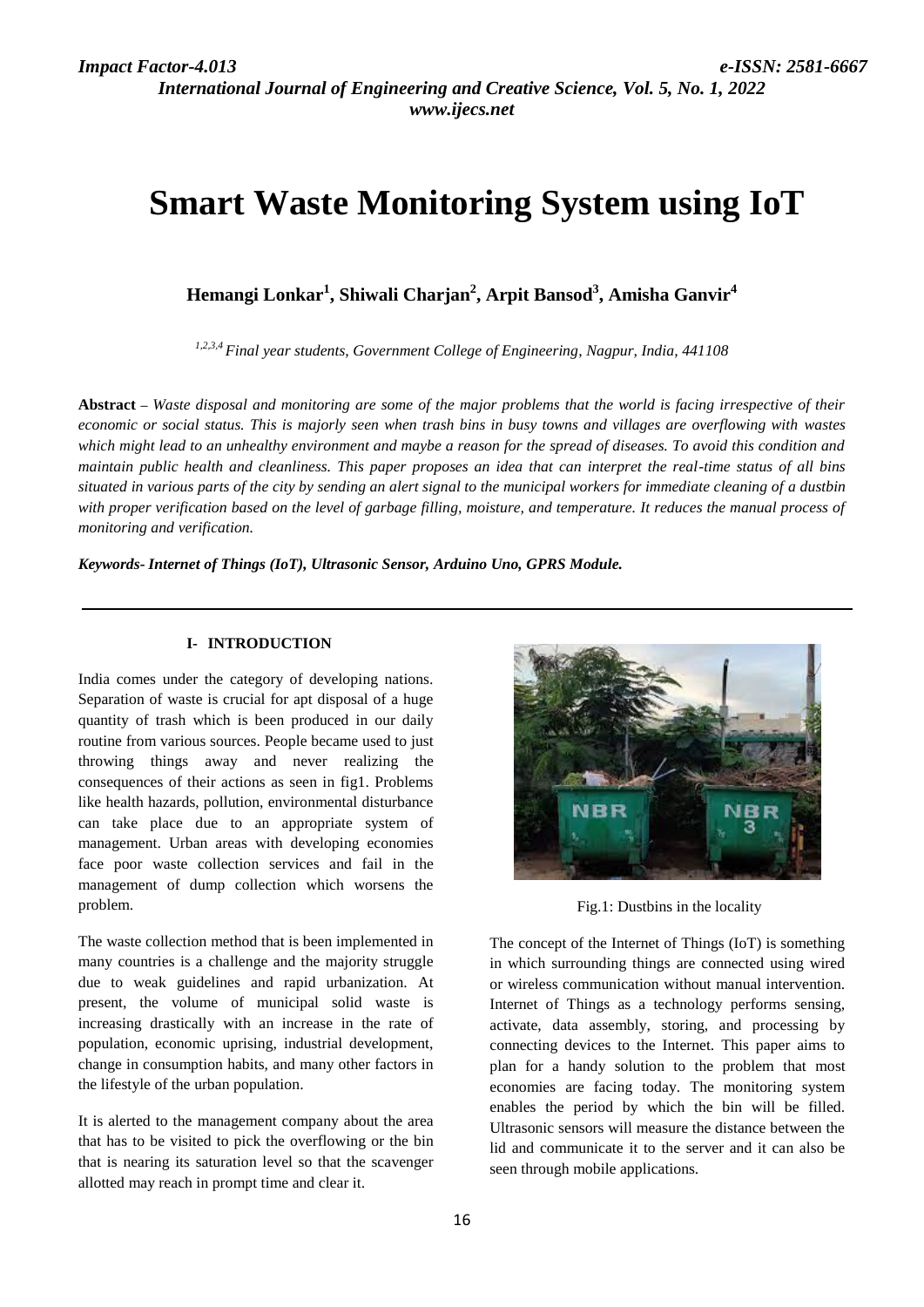# Smart Waste Monitoring System using IoT

**Hemangi Lonkar[1], Shiwali Charjan[2], Arpit Bansod[3], Amisha Ganvir[4]**

*[1,2,3,4] Final year students, Government College of Engineering, Nagpur, India, 441108*

**Abstract** – *Waste disposal and monitoring are some of the major problems that the world is facing irrespective of their economic or social status. This is majorly seen when trash bins in busy towns and villages are overflowing with wastes which might lead to an unhealthy environment and maybe a reason for the spread of diseases. To avoid this condition and maintain public health and cleanliness. This paper proposes an idea that can interpret the real-time status of all bins situated in various parts of the city by sending an alert signal to the municipal workers for immediate cleaning of a dustbin with proper verification based on the level of garbage filling, moisture, and temperature. It reduces the manual process of monitoring and verification.*

***Keywords- Internet of Things (IoT), Ultrasonic Sensor, Arduino Uno, GPRS Module.***

## I- INTRODUCTION

India comes under the category of developing nations. Separation of waste is crucial for apt disposal of a huge quantity of trash which is been produced in our daily routine from various sources. People became used to just throwing things away and never realizing the consequences of their actions as seen in fig1. Problems like health hazards, pollution, environmental disturbance can take place due to an appropriate system of management. Urban areas with developing economies face poor waste collection services and fail in the management of dump collection which worsens the problem.

The waste collection method that is been implemented in many countries is a challenge and the majority struggle due to weak guidelines and rapid urbanization. At present, the volume of municipal solid waste is increasing drastically with an increase in the rate of population, economic uprising, industrial development, change in consumption habits, and many other factors in the lifestyle of the urban population.

It is alerted to the management company about the area that has to be visited to pick the overflowing or the bin that is nearing its saturation level so that the scavenger allotted may reach in prompt time and clear it.

Fig.1: Dustbins in the locality

The concept of the Internet of Things (IoT) is something in which surrounding things are connected using wired or wireless communication without manual intervention. Internet of Things as a technology performs sensing, activate, data assembly, storing, and processing by connecting devices to the Internet. This paper aims to plan for a handy solution to the problem that most economies are facing today. The monitoring system enables the period by which the bin will be filled. Ultrasonic sensors will measure the distance between the lid and communicate it to the server and it can also be seen through mobile applications.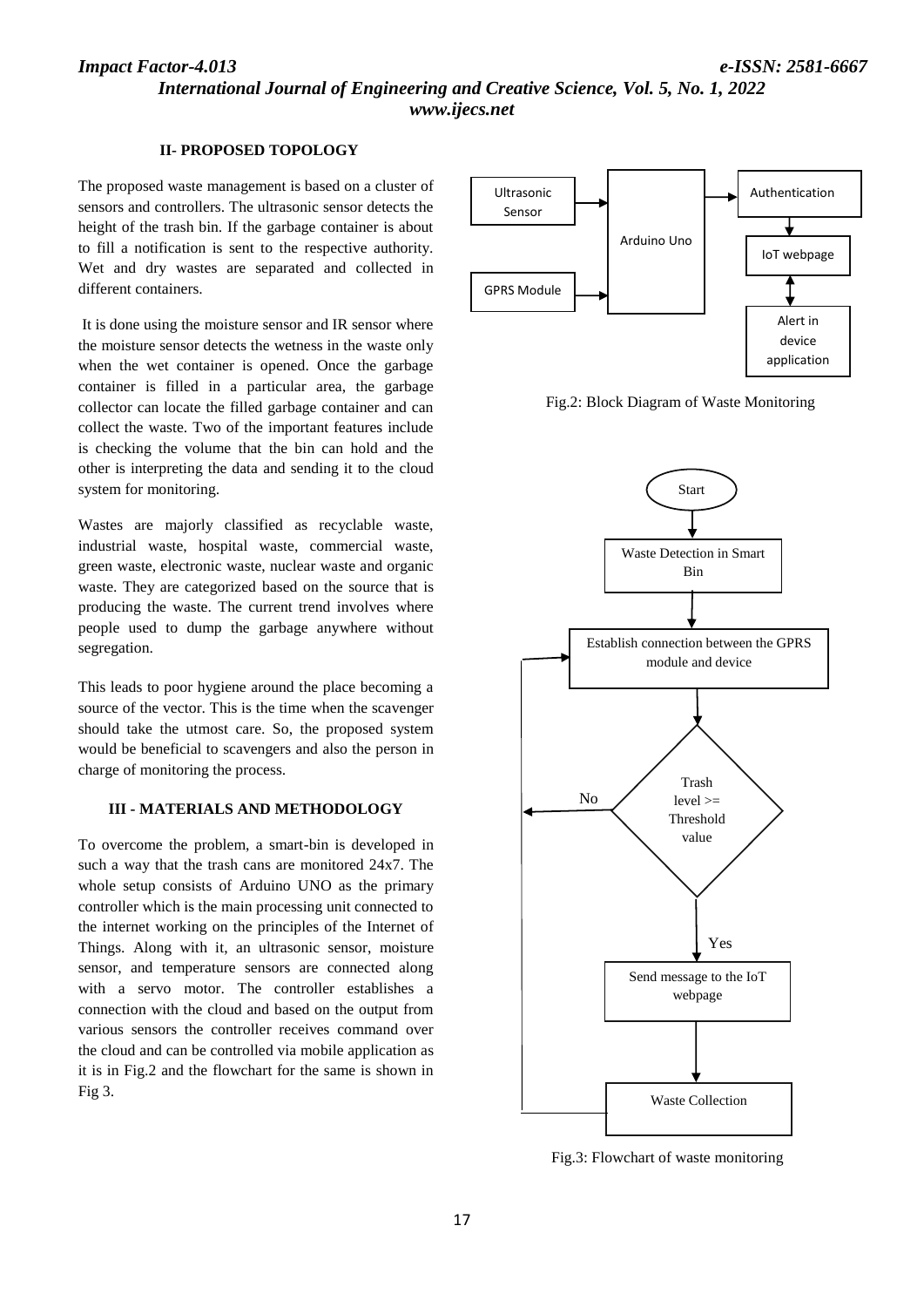## II- PROPOSED TOPOLOGY

The proposed waste management is based on a cluster of sensors and controllers. The ultrasonic sensor detects the height of the trash bin. If the garbage container is about to fill a notification is sent to the respective authority. Wet and dry wastes are separated and collected in different containers.

It is done using the moisture sensor and IR sensor where the moisture sensor detects the wetness in the waste only when the wet container is opened. Once the garbage container is filled in a particular area, the garbage collector can locate the filled garbage container and can collect the waste. Two of the important features include is checking the volume that the bin can hold and the other is interpreting the data and sending it to the cloud system for monitoring.

Wastes are majorly classified as recyclable waste, industrial waste, hospital waste, commercial waste, green waste, electronic waste, nuclear waste and organic waste. They are categorized based on the source that is producing the waste. The current trend involves where people used to dump the garbage anywhere without segregation.

This leads to poor hygiene around the place becoming a source of the vector. This is the time when the scavenger should take the utmost care. So, the proposed system would be beneficial to scavengers and also the person in charge of monitoring the process.

## III - MATERIALS AND METHODOLOGY

To overcome the problem, a smart-bin is developed in such a way that the trash cans are monitored 24x7. The whole setup consists of Arduino UNO as the primary controller which is the main processing unit connected to the internet working on the principles of the Internet of Things. Along with it, an ultrasonic sensor, moisture sensor, and temperature sensors are connected along with a servo motor. The controller establishes a connection with the cloud and based on the output from various sensors the controller receives command over the cloud and can be controlled via mobile application as it is in Fig.2 and the flowchart for the same is shown in Fig 3.

Ultrasonic Sensor → Arduino Uno; GPRS Module → Arduino Uno; Arduino Uno → Authentication → IoT webpage ↔ Alert in device application

Fig.2: Block Diagram of Waste Monitoring

Start → Waste Detection in Smart Bin → Establish connection between the GPRS module and device → Trash level >= Threshold value (No: back to Establish connection; Yes) → Send message to the IoT webpage → Waste Collection → back to Establish connection

Fig.3: Flowchart of waste monitoring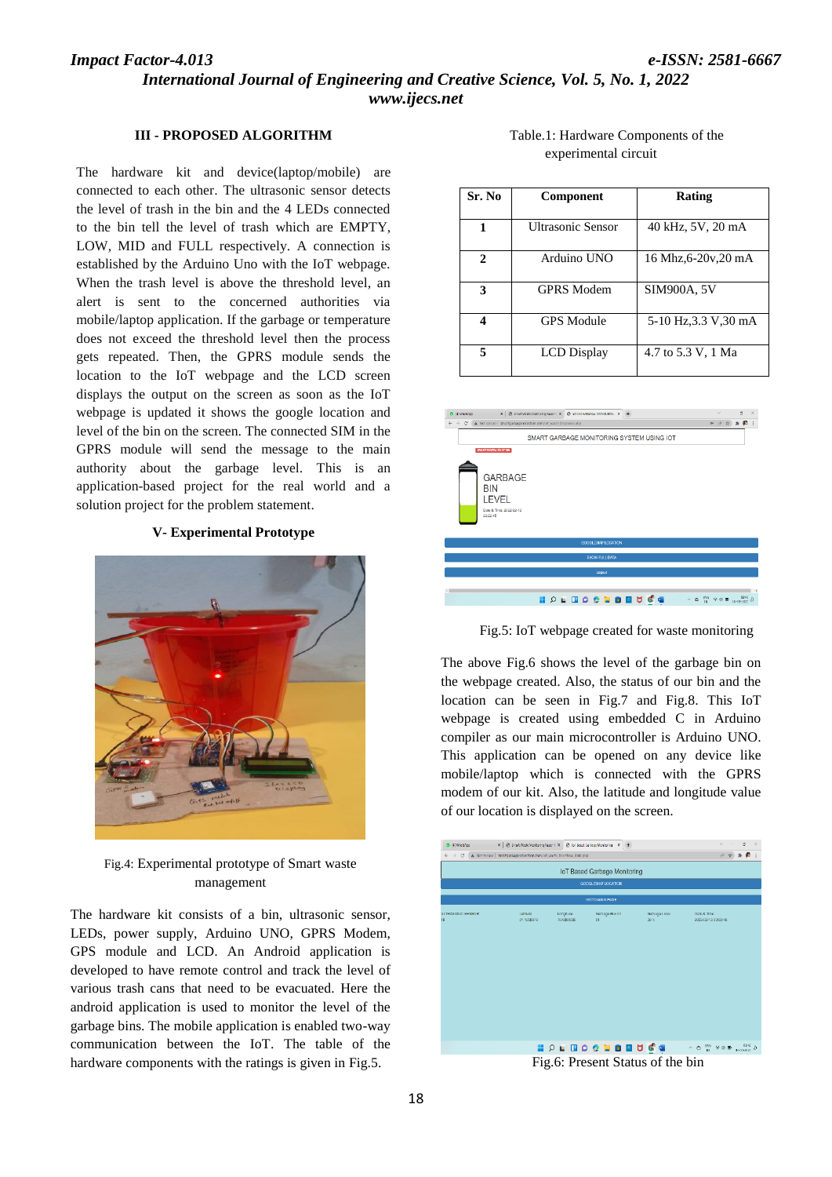## III - PROPOSED ALGORITHM

The hardware kit and device(laptop/mobile) are connected to each other. The ultrasonic sensor detects the level of trash in the bin and the 4 LEDs connected to the bin tell the level of trash which are EMPTY, LOW, MID and FULL respectively. A connection is established by the Arduino Uno with the IoT webpage. When the trash level is above the threshold level, an alert is sent to the concerned authorities via mobile/laptop application. If the garbage or temperature does not exceed the threshold level then the process gets repeated. Then, the GPRS module sends the location to the IoT webpage and the LCD screen displays the output on the screen as soon as the IoT webpage is updated it shows the google location and level of the bin on the screen. The connected SIM in the GPRS module will send the message to the main authority about the garbage level. This is an application-based project for the real world and a solution project for the problem statement.

## V- Experimental Prototype

Fig.4: Experimental prototype of Smart waste management

The hardware kit consists of a bin, ultrasonic sensor, LEDs, power supply, Arduino UNO, GPRS Modem, GPS module and LCD. An Android application is developed to have remote control and track the level of various trash cans that need to be evacuated. Here the android application is used to monitor the level of the garbage bins. The mobile application is enabled two-way communication between the IoT. The table of the hardware components with the ratings is given in Fig.5.

Table.1: Hardware Components of the experimental circuit

| Sr. No | Component | Rating |
|---|---|---|
| 1 | Ultrasonic Sensor | 40 kHz, 5V, 20 mA |
| 2 | Arduino UNO | 16 Mhz,6-20v,20 mA |
| 3 | GPRS Modem | SIM900A, 5V |
| 4 | GPS Module | 5-10 Hz,3.3 V,30 mA |
| 5 | LCD Display | 4.7 to 5.3 V, 1 Ma |

Fig.5: IoT webpage created for waste monitoring

The above Fig.6 shows the level of the garbage bin on the webpage created. Also, the status of our bin and the location can be seen in Fig.7 and Fig.8. This IoT webpage is created using embedded C in Arduino compiler as our main microcontroller is Arduino UNO. This application can be opened on any device like mobile/laptop which is connected with the GPRS modem of our kit. Also, the latitude and longitude value of our location is displayed on the screen.

Fig.6: Present Status of the bin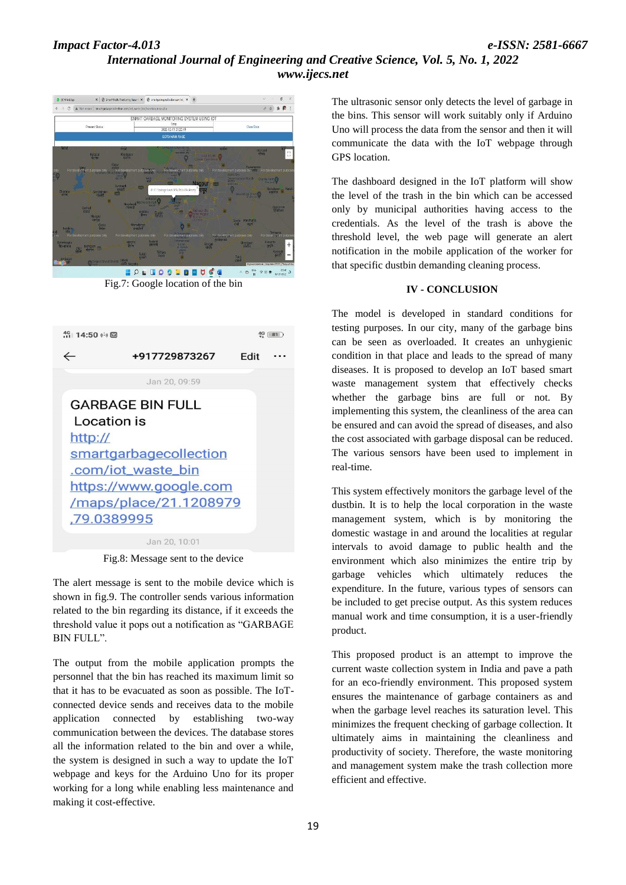Fig.7: Google location of the bin

Fig.8: Message sent to the device

The alert message is sent to the mobile device which is shown in fig.9. The controller sends various information related to the bin regarding its distance, if it exceeds the threshold value it pops out a notification as "GARBAGE BIN FULL".

The output from the mobile application prompts the personnel that the bin has reached its maximum limit so that it has to be evacuated as soon as possible. The IoT-connected device sends and receives data to the mobile application connected by establishing two-way communication between the devices. The database stores all the information related to the bin and over a while, the system is designed in such a way to update the IoT webpage and keys for the Arduino Uno for its proper working for a long while enabling less maintenance and making it cost-effective.

The ultrasonic sensor only detects the level of garbage in the bins. This sensor will work suitably only if Arduino Uno will process the data from the sensor and then it will communicate the data with the IoT webpage through GPS location.

The dashboard designed in the IoT platform will show the level of the trash in the bin which can be accessed only by municipal authorities having access to the credentials. As the level of the trash is above the threshold level, the web page will generate an alert notification in the mobile application of the worker for that specific dustbin demanding cleaning process.

## IV - CONCLUSION

The model is developed in standard conditions for testing purposes. In our city, many of the garbage bins can be seen as overloaded. It creates an unhygienic condition in that place and leads to the spread of many diseases. It is proposed to develop an IoT based smart waste management system that effectively checks whether the garbage bins are full or not. By implementing this system, the cleanliness of the area can be ensured and can avoid the spread of diseases, and also the cost associated with garbage disposal can be reduced. The various sensors have been used to implement in real-time.

This system effectively monitors the garbage level of the dustbin. It is to help the local corporation in the waste management system, which is by monitoring the domestic wastage in and around the localities at regular intervals to avoid damage to public health and the environment which also minimizes the entire trip by garbage vehicles which ultimately reduces the expenditure. In the future, various types of sensors can be included to get precise output. As this system reduces manual work and time consumption, it is a user-friendly product.

This proposed product is an attempt to improve the current waste collection system in India and pave a path for an eco-friendly environment. This proposed system ensures the maintenance of garbage containers as and when the garbage level reaches its saturation level. This minimizes the frequent checking of garbage collection. It ultimately aims in maintaining the cleanliness and productivity of society. Therefore, the waste monitoring and management system make the trash collection more efficient and effective.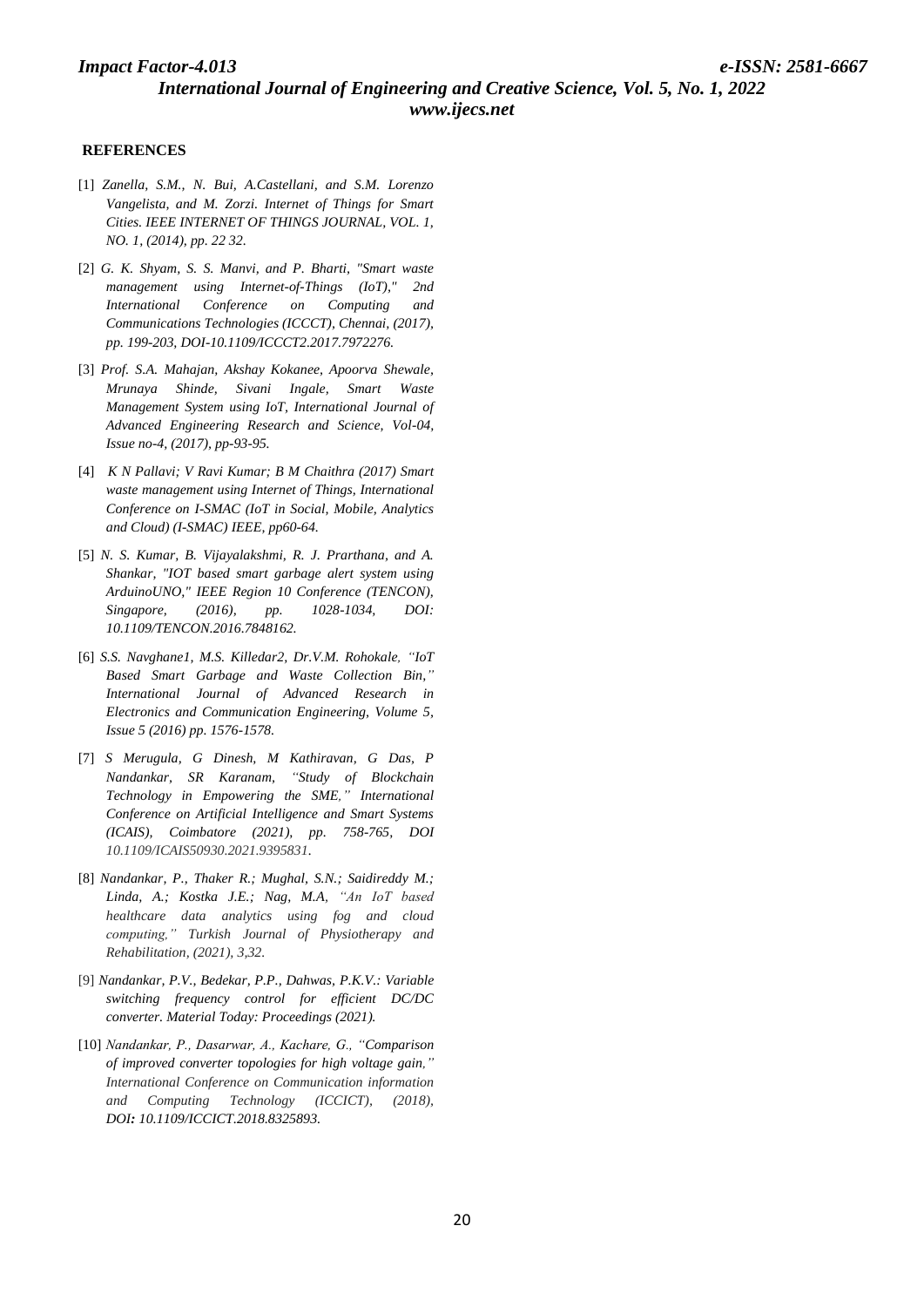## REFERENCES

[1] *Zanella, S.M., N. Bui, A.Castellani, and S.M. Lorenzo Vangelista, and M. Zorzi. Internet of Things for Smart Cities. IEEE INTERNET OF THINGS JOURNAL, VOL. 1, NO. 1, (2014), pp. 22 32.*

[2] *G. K. Shyam, S. S. Manvi, and P. Bharti, "Smart waste management using Internet-of-Things (IoT)," 2nd International Conference on Computing and Communications Technologies (ICCCT), Chennai, (2017), pp. 199-203, DOI-10.1109/ICCCT2.2017.7972276.*

[3] *Prof. S.A. Mahajan, Akshay Kokanee, Apoorva Shewale, Mrunaya Shinde, Sivani Ingale, Smart Waste Management System using IoT, International Journal of Advanced Engineering Research and Science, Vol-04, Issue no-4, (2017), pp-93-95.*

[4] *K N Pallavi; V Ravi Kumar; B M Chaithra (2017) Smart waste management using Internet of Things, International Conference on I-SMAC (IoT in Social, Mobile, Analytics and Cloud) (I-SMAC) IEEE, pp60-64.*

[5] *N. S. Kumar, B. Vijayalakshmi, R. J. Prarthana, and A. Shankar, "IOT based smart garbage alert system using ArduinoUNO," IEEE Region 10 Conference (TENCON), Singapore, (2016), pp. 1028-1034, DOI: 10.1109/TENCON.2016.7848162.*

[6] *S.S. Navghane1, M.S. Killedar2, Dr.V.M. Rohokale, "IoT Based Smart Garbage and Waste Collection Bin," International Journal of Advanced Research in Electronics and Communication Engineering, Volume 5, Issue 5 (2016) pp. 1576-1578.*

[7] *S Merugula, G Dinesh, M Kathiravan, G Das, P Nandankar, SR Karanam, "Study of Blockchain Technology in Empowering the SME," International Conference on Artificial Intelligence and Smart Systems (ICAIS), Coimbatore (2021), pp. 758-765, DOI 10.1109/ICAIS50930.2021.9395831.*

[8] *Nandankar, P., Thaker R.; Mughal, S.N.; Saidireddy M.; Linda, A.; Kostka J.E.; Nag, M.A, "An IoT based healthcare data analytics using fog and cloud computing," Turkish Journal of Physiotherapy and Rehabilitation, (2021), 3,32.*

[9] *Nandankar, P.V., Bedekar, P.P., Dahwas, P.K.V.: Variable switching frequency control for efficient DC/DC converter. Material Today: Proceedings (2021).*

[10] *Nandankar, P., Dasarwar, A., Kachare, G., "Comparison of improved converter topologies for high voltage gain," International Conference on Communication information and Computing Technology (ICCICT), (2018), DOI: 10.1109/ICCICT.2018.8325893.*